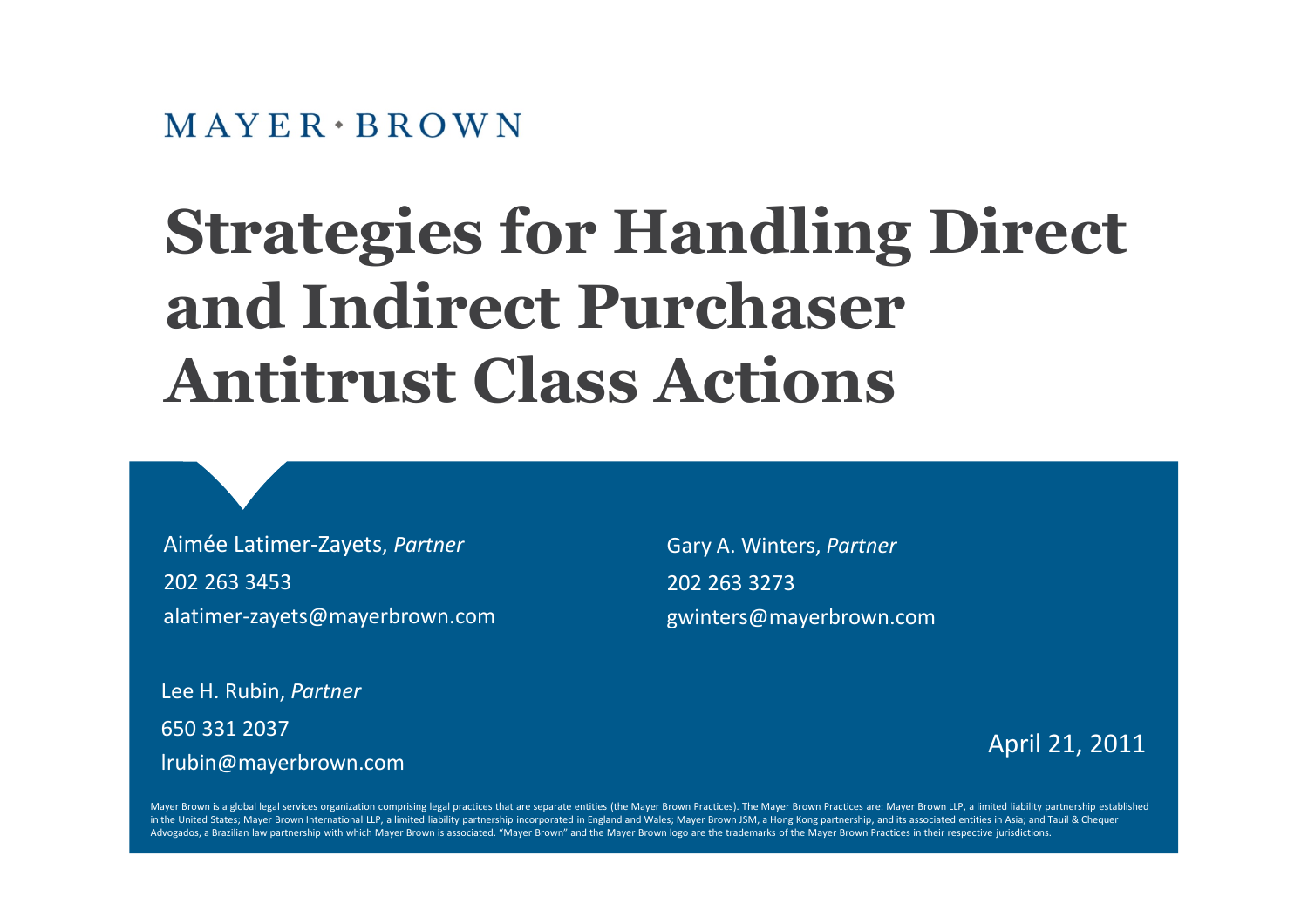MAYER • BROWN

# Strategies for Handling Direct and Indirect Purchaser Antitrust Class Actions

Aimée Latimer-Zayets, *Partner*
202 263 3453
alatimer-zayets@mayerbrown.com

Gary A. Winters, *Partner*
202 263 3273
gwinters@mayerbrown.com

Lee H. Rubin, *Partner*
650 331 2037
lrubin@mayerbrown.com

April 21, 2011

Mayer Brown is a global legal services organization comprising legal practices that are separate entities (the Mayer Brown Practices). The Mayer Brown Practices are: Mayer Brown LLP, a limited liability partnership established in the United States; Mayer Brown International LLP, a limited liability partnership incorporated in England and Wales; Mayer Brown JSM, a Hong Kong partnership, and its associated entities in Asia; and Tauil & Chequer Advogados, a Brazilian law partnership with which Mayer Brown is associated. "Mayer Brown" and the Mayer Brown logo are the trademarks of the Mayer Brown Practices in their respective jurisdictions.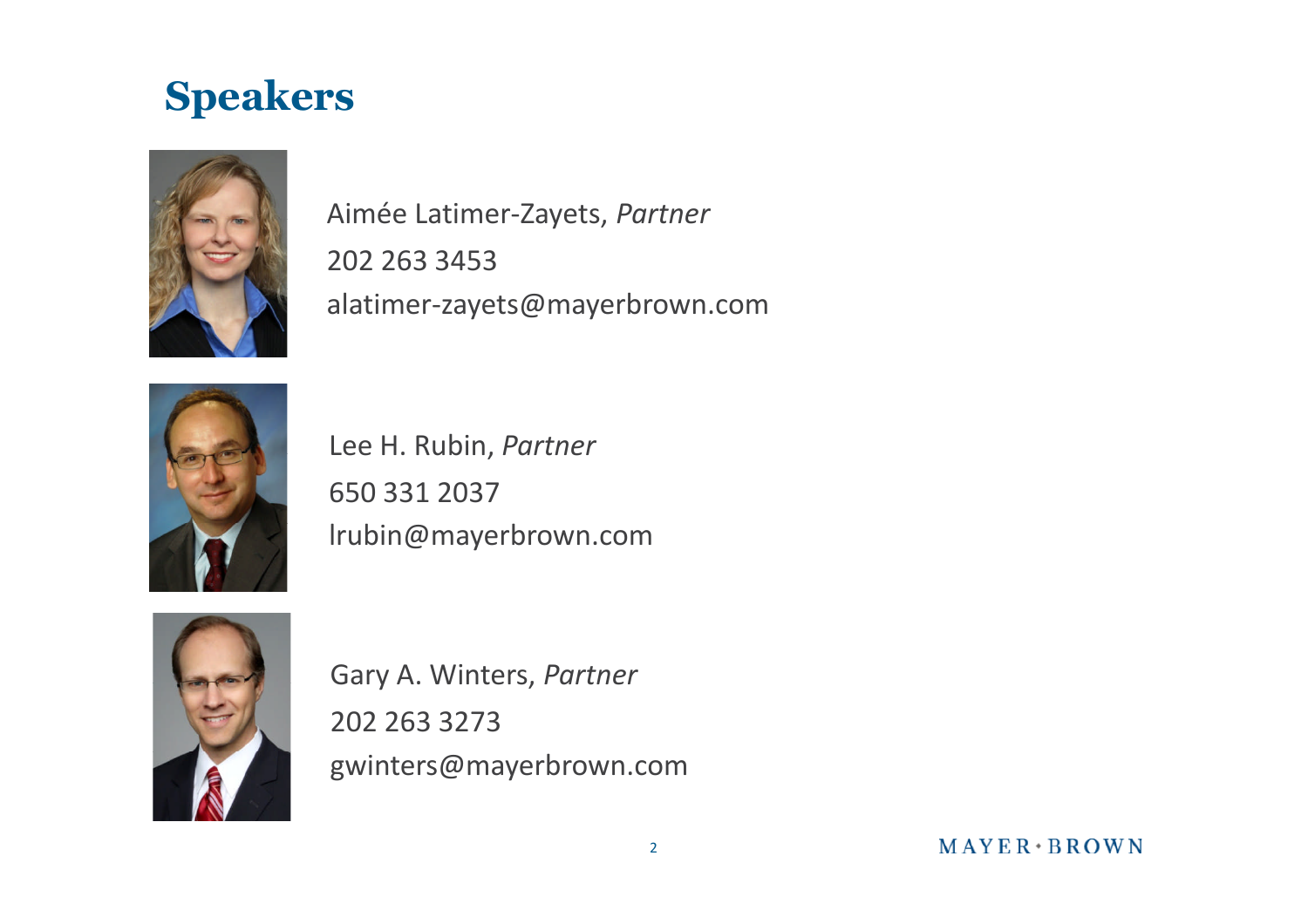# Speakers

Aimée Latimer-Zayets, *Partner*
202 263 3453
alatimer-zayets@mayerbrown.com

Lee H. Rubin, *Partner*
650 331 2037
lrubin@mayerbrown.com

Gary A. Winters, *Partner*
202 263 3273
gwinters@mayerbrown.com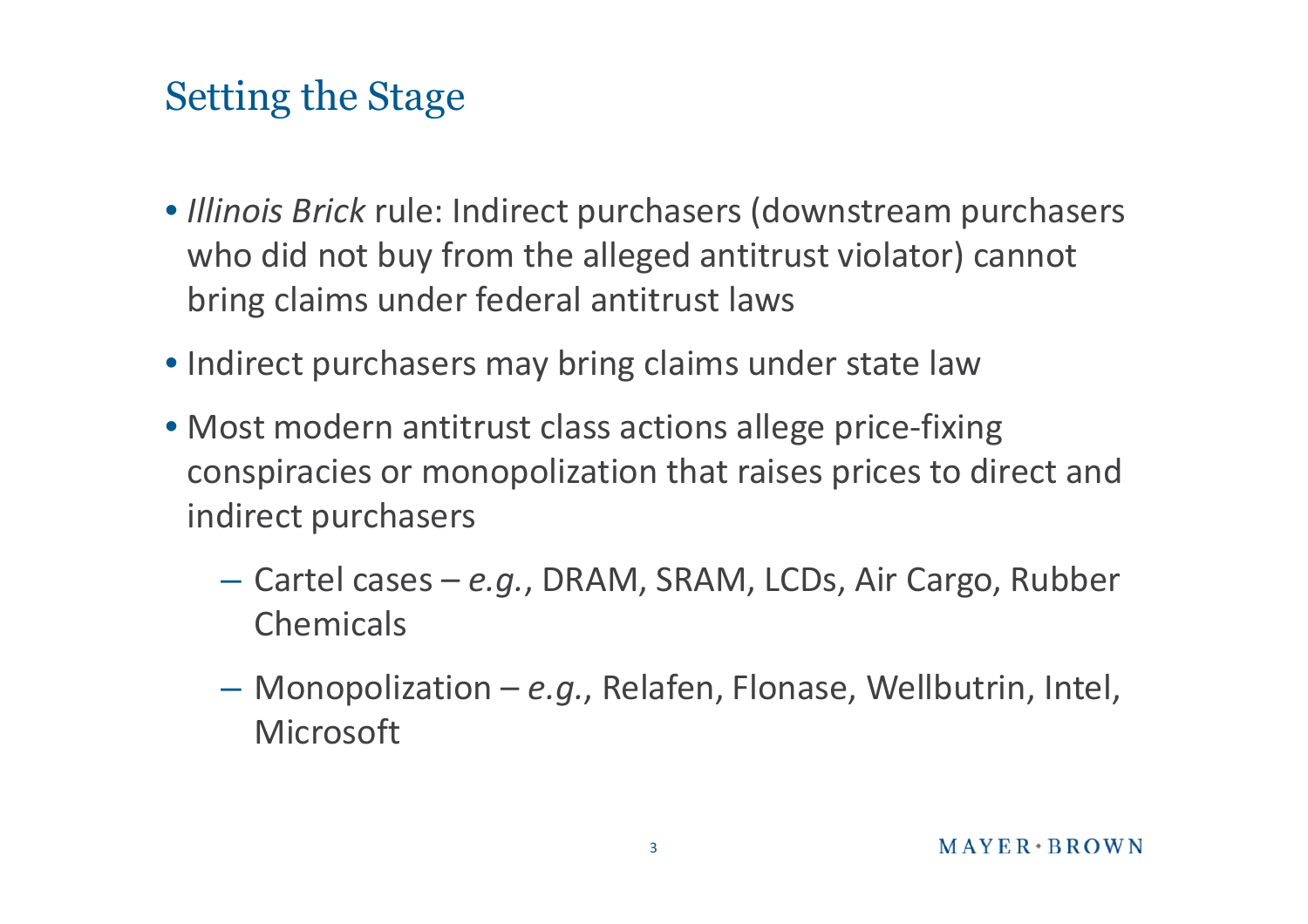# Setting the Stage

- *Illinois Brick* rule: Indirect purchasers (downstream purchasers who did not buy from the alleged antitrust violator) cannot bring claims under federal antitrust laws
- Indirect purchasers may bring claims under state law
- Most modern antitrust class actions allege price-fixing conspiracies or monopolization that raises prices to direct and indirect purchasers
  - Cartel cases – *e.g.*, DRAM, SRAM, LCDs, Air Cargo, Rubber Chemicals
  - Monopolization – *e.g.*, Relafen, Flonase, Wellbutrin, Intel, Microsoft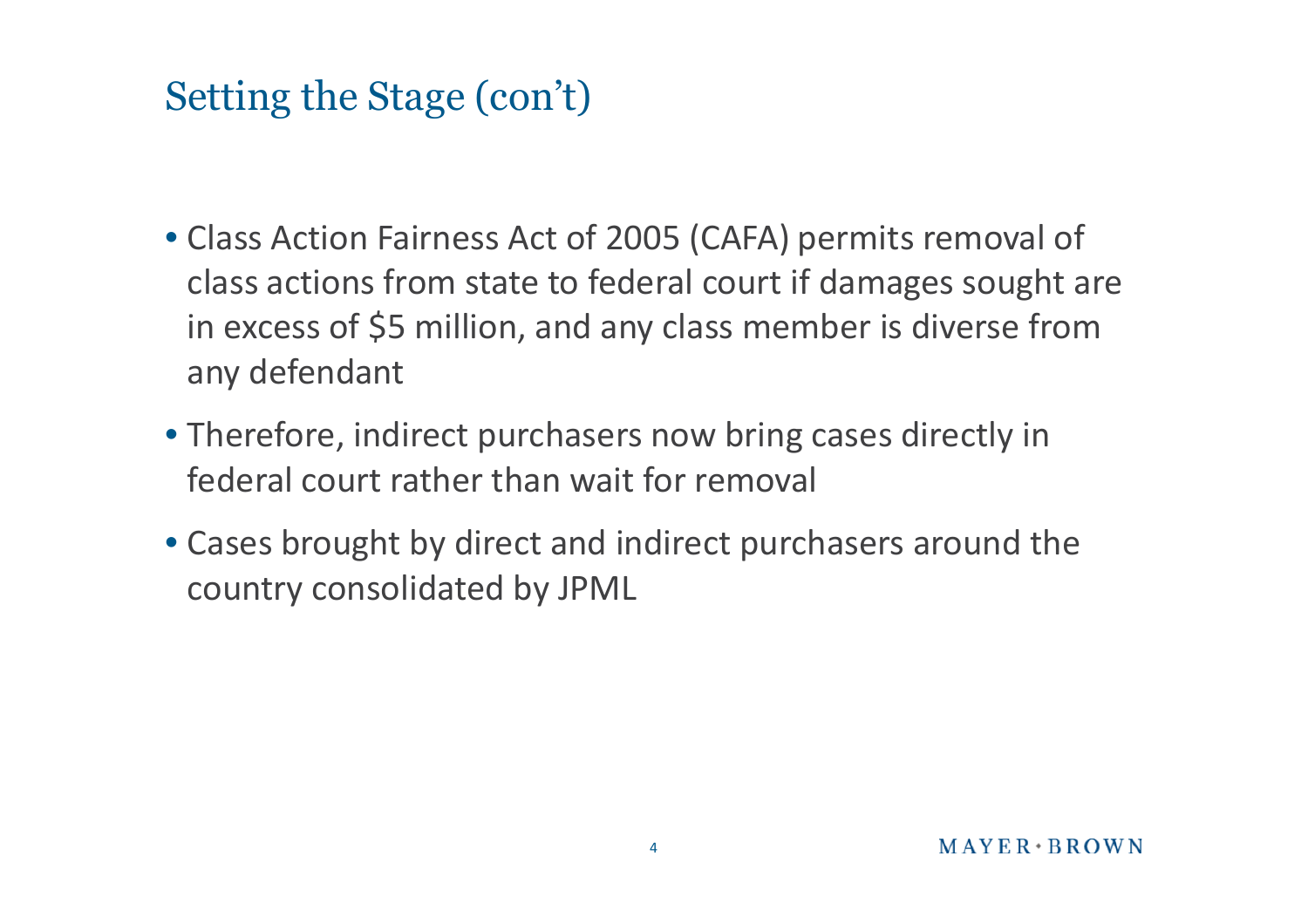# Setting the Stage (con't)

- Class Action Fairness Act of 2005 (CAFA) permits removal of class actions from state to federal court if damages sought are in excess of $5 million, and any class member is diverse from any defendant
- Therefore, indirect purchasers now bring cases directly in federal court rather than wait for removal
- Cases brought by direct and indirect purchasers around the country consolidated by JPML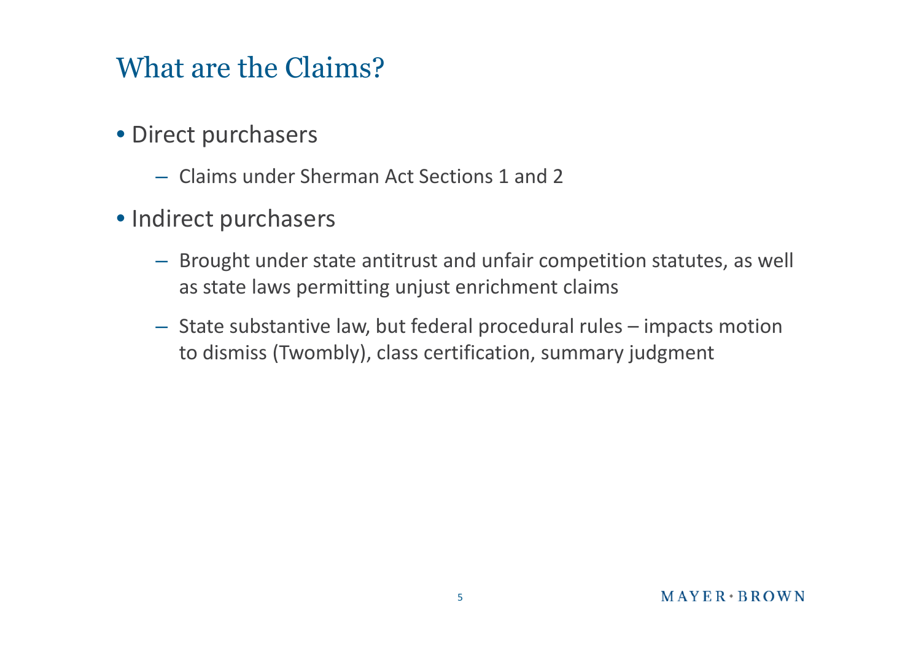# What are the Claims?

- Direct purchasers
  - Claims under Sherman Act Sections 1 and 2
- Indirect purchasers
  - Brought under state antitrust and unfair competition statutes, as well as state laws permitting unjust enrichment claims
  - State substantive law, but federal procedural rules – impacts motion to dismiss (Twombly), class certification, summary judgment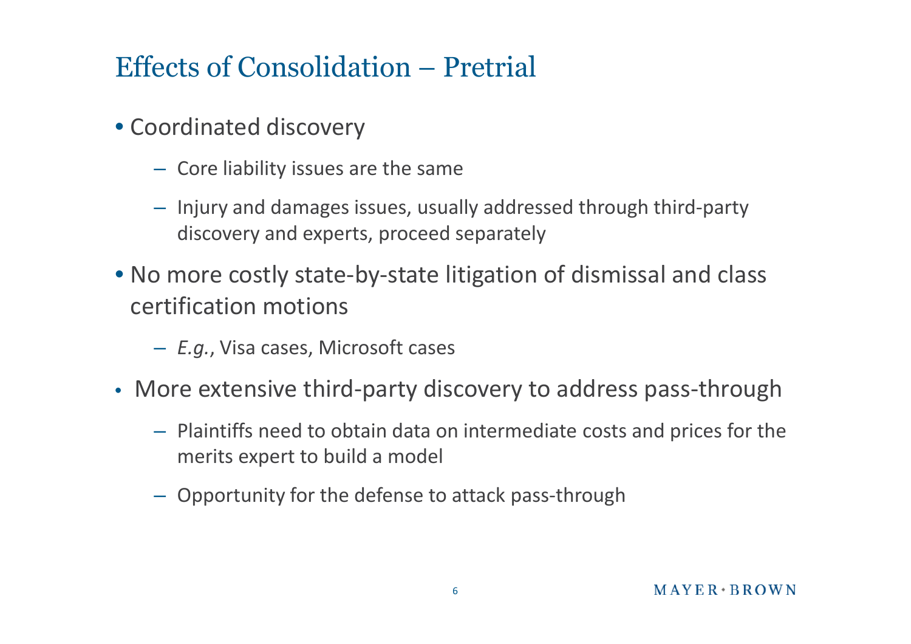# Effects of Consolidation – Pretrial

- Coordinated discovery
  - Core liability issues are the same
  - Injury and damages issues, usually addressed through third-party discovery and experts, proceed separately
- No more costly state-by-state litigation of dismissal and class certification motions
  - *E.g.*, Visa cases, Microsoft cases
- More extensive third-party discovery to address pass-through
  - Plaintiffs need to obtain data on intermediate costs and prices for the merits expert to build a model
  - Opportunity for the defense to attack pass-through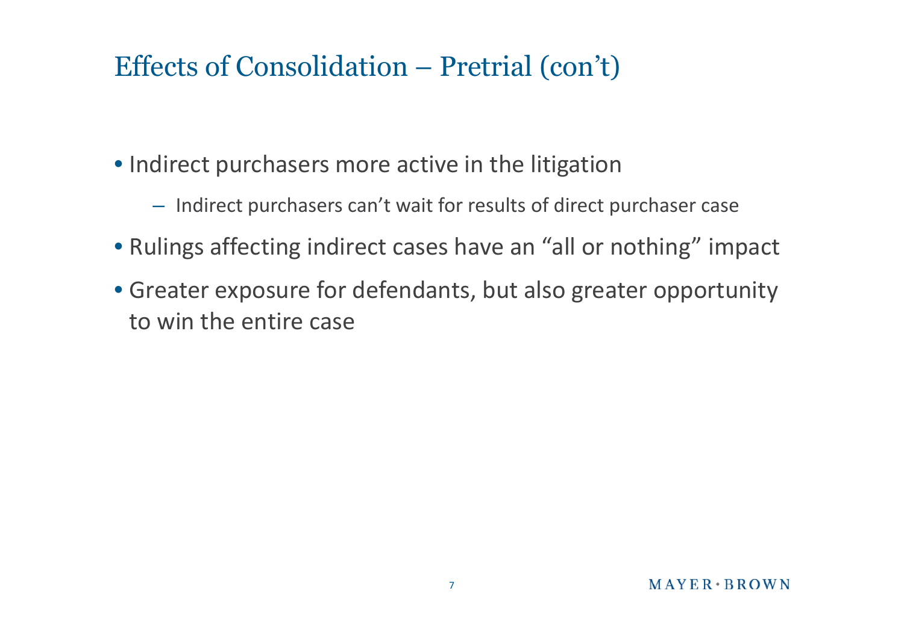# Effects of Consolidation – Pretrial (con't)

- Indirect purchasers more active in the litigation
  - Indirect purchasers can't wait for results of direct purchaser case
- Rulings affecting indirect cases have an "all or nothing" impact
- Greater exposure for defendants, but also greater opportunity to win the entire case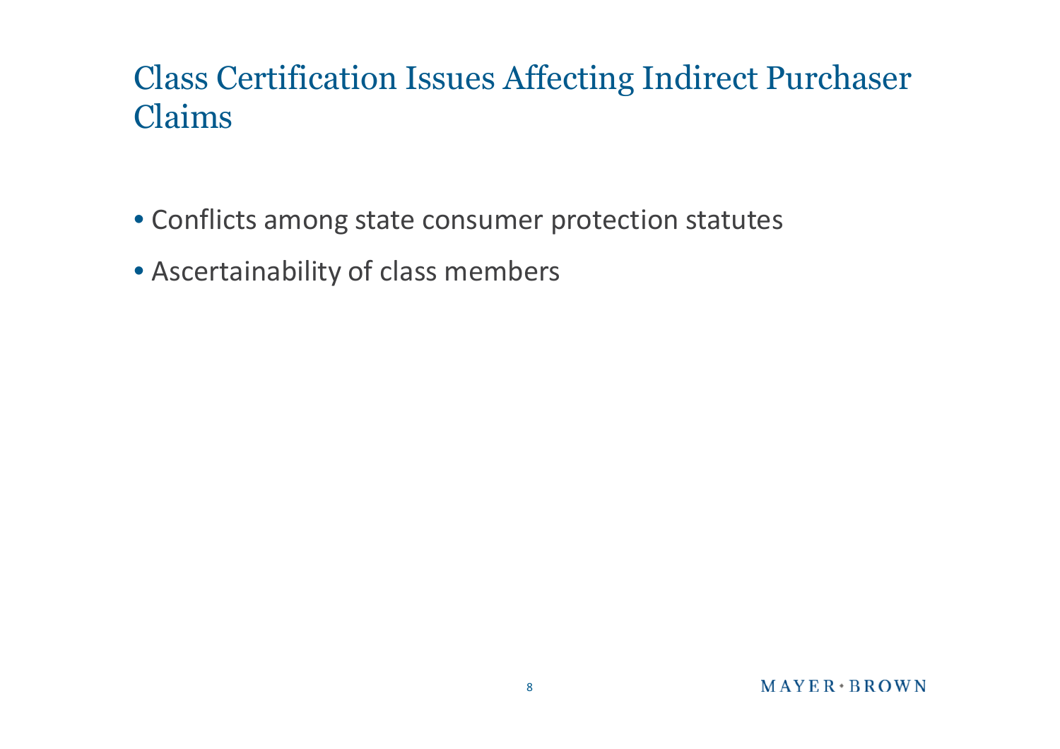# Class Certification Issues Affecting Indirect Purchaser Claims

- Conflicts among state consumer protection statutes
- Ascertainability of class members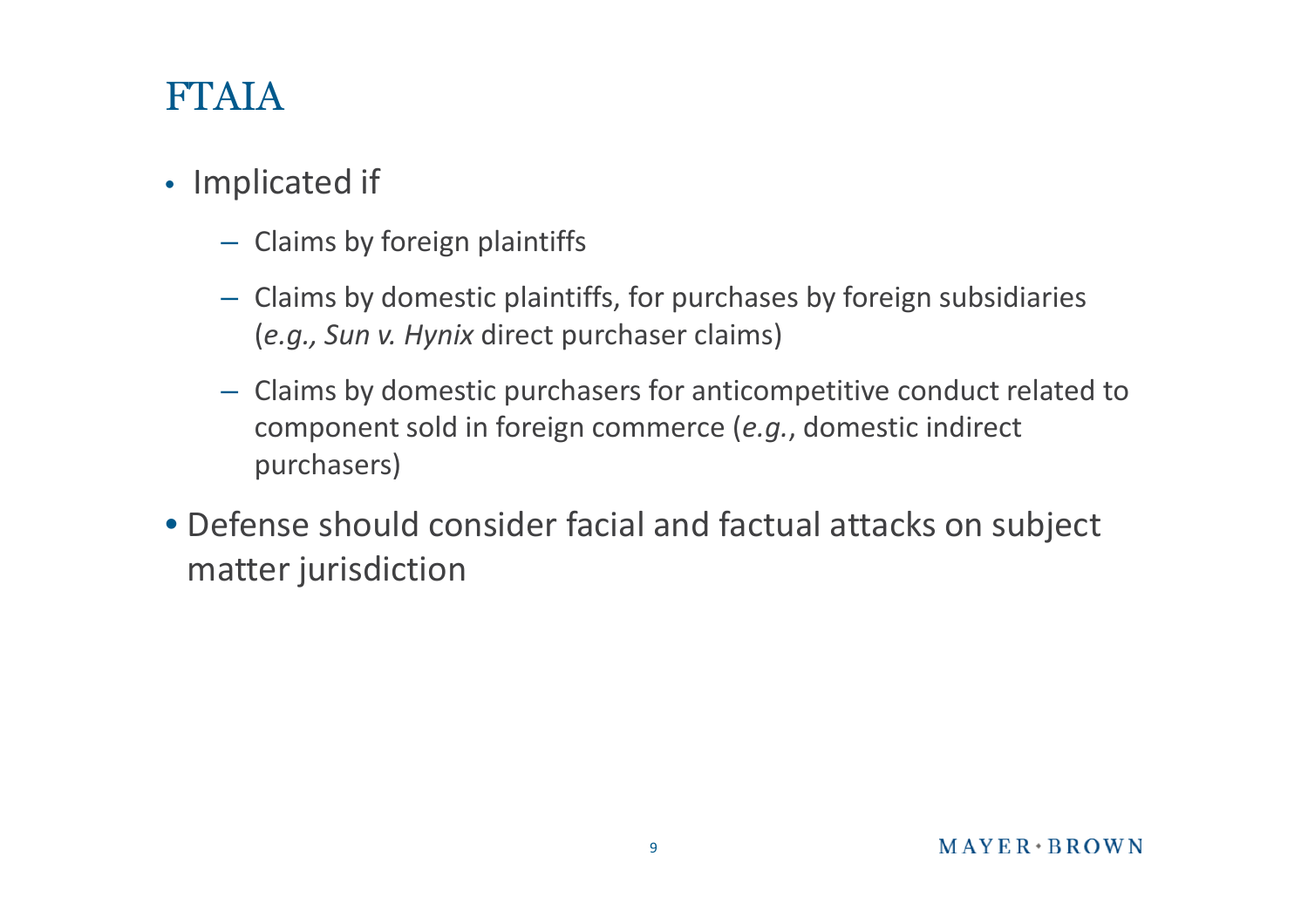# FTAIA

- Implicated if
  - Claims by foreign plaintiffs
  - Claims by domestic plaintiffs, for purchases by foreign subsidiaries (*e.g., Sun v. Hynix* direct purchaser claims)
  - Claims by domestic purchasers for anticompetitive conduct related to component sold in foreign commerce (*e.g.*, domestic indirect purchasers)
- Defense should consider facial and factual attacks on subject matter jurisdiction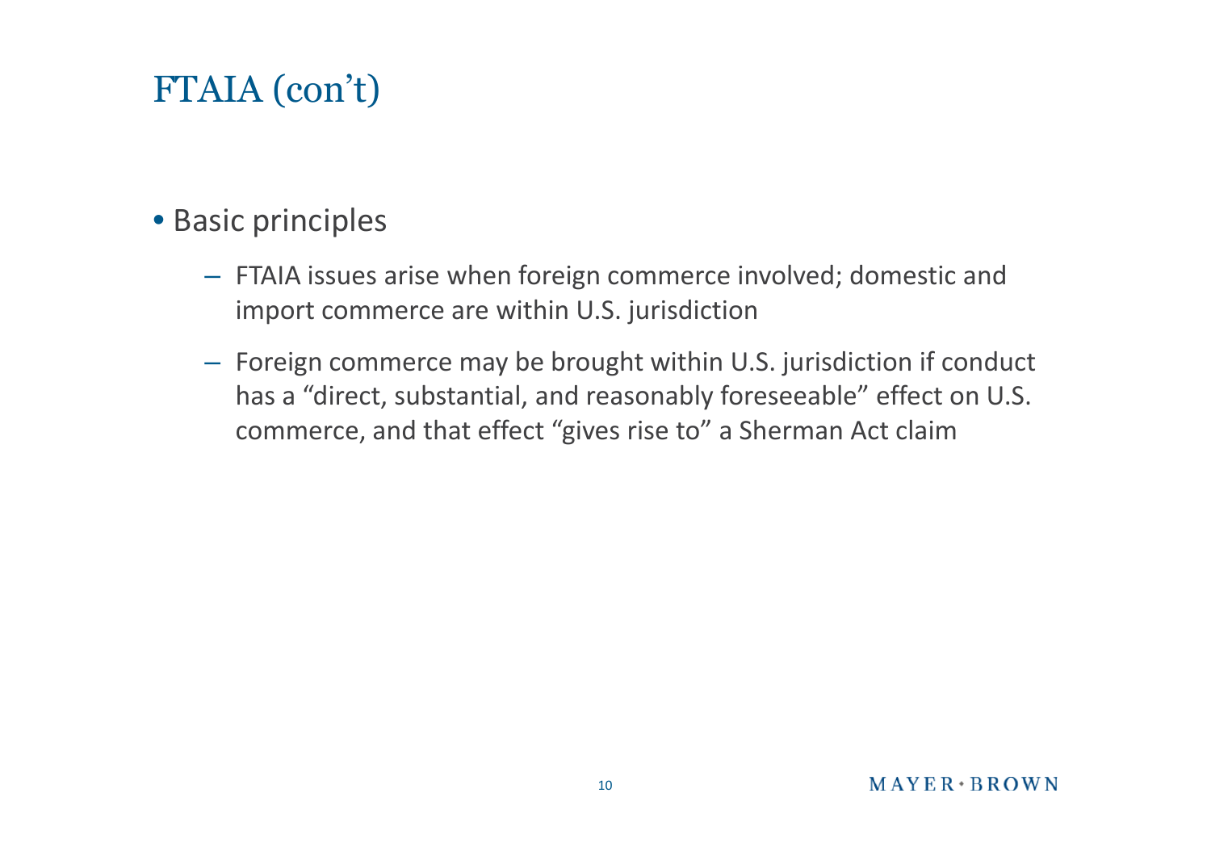# FTAIA (con't)

- Basic principles
  - FTAIA issues arise when foreign commerce involved; domestic and import commerce are within U.S. jurisdiction
  - Foreign commerce may be brought within U.S. jurisdiction if conduct has a "direct, substantial, and reasonably foreseeable" effect on U.S. commerce, and that effect "gives rise to" a Sherman Act claim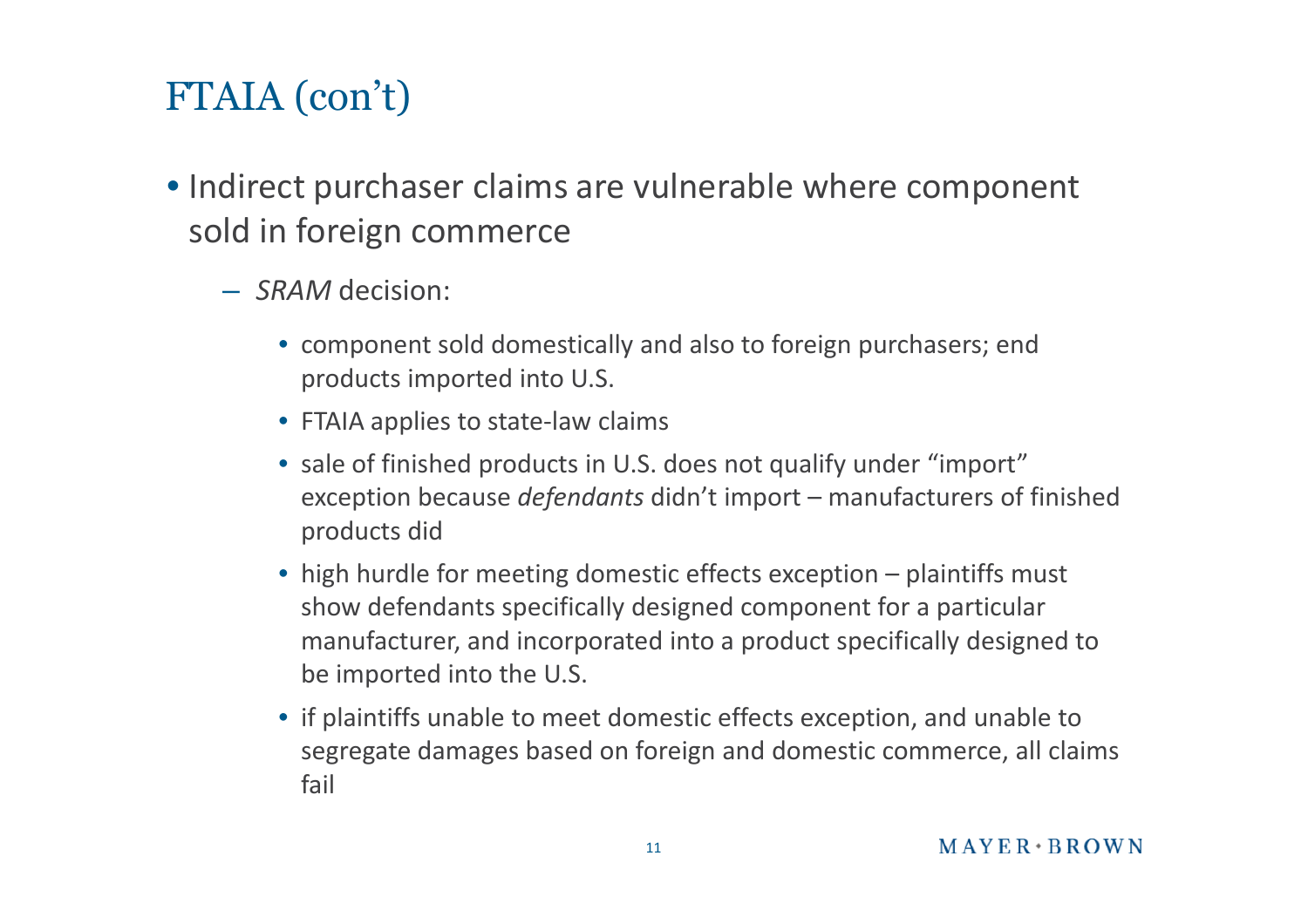# FTAIA (con't)

- Indirect purchaser claims are vulnerable where component sold in foreign commerce
  - *SRAM* decision:
    - component sold domestically and also to foreign purchasers; end products imported into U.S.
    - FTAIA applies to state-law claims
    - sale of finished products in U.S. does not qualify under "import" exception because *defendants* didn't import – manufacturers of finished products did
    - high hurdle for meeting domestic effects exception – plaintiffs must show defendants specifically designed component for a particular manufacturer, and incorporated into a product specifically designed to be imported into the U.S.
    - if plaintiffs unable to meet domestic effects exception, and unable to segregate damages based on foreign and domestic commerce, all claims fail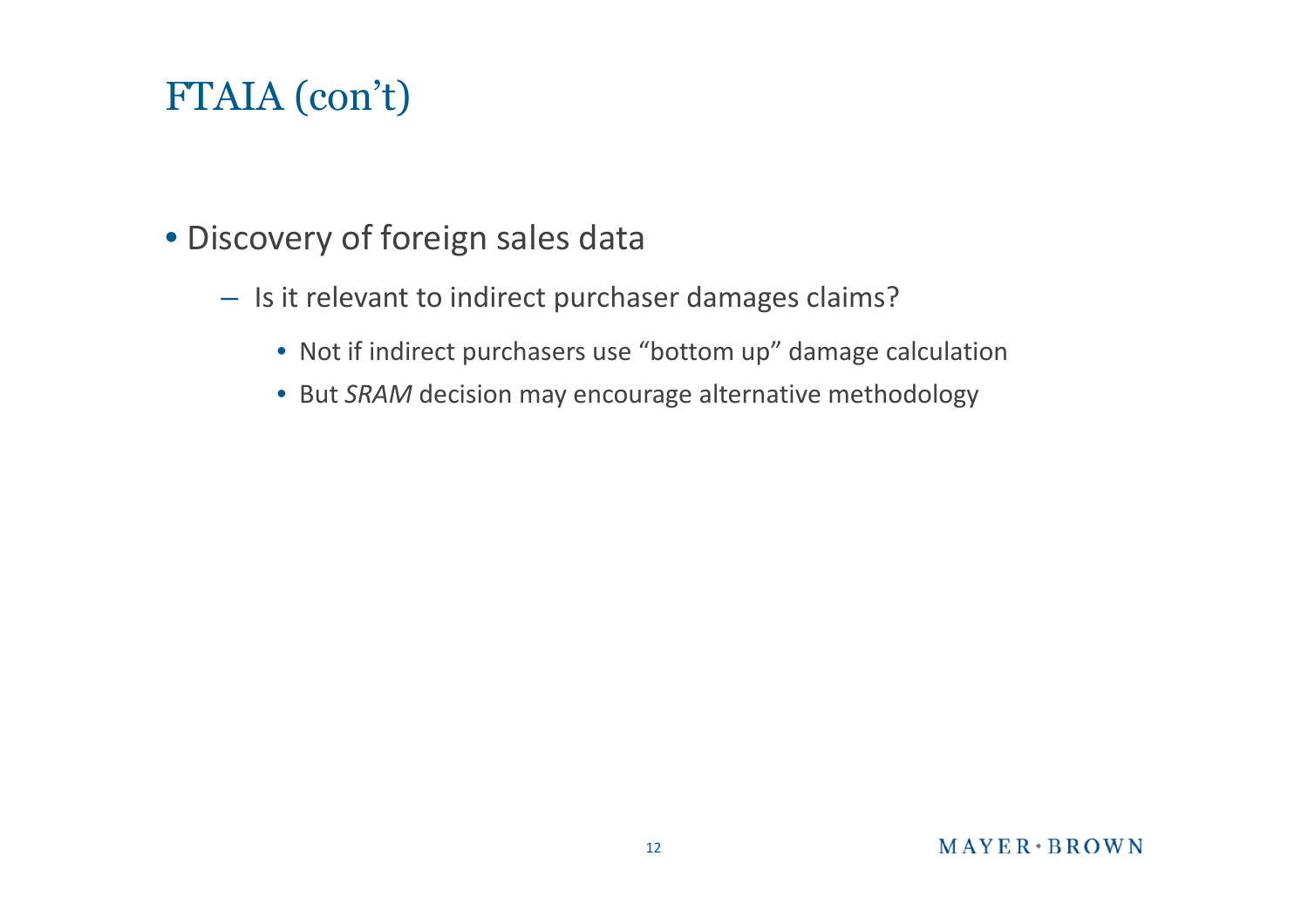# FTAIA (con't)

- Discovery of foreign sales data
  - Is it relevant to indirect purchaser damages claims?
    - Not if indirect purchasers use "bottom up" damage calculation
    - But *SRAM* decision may encourage alternative methodology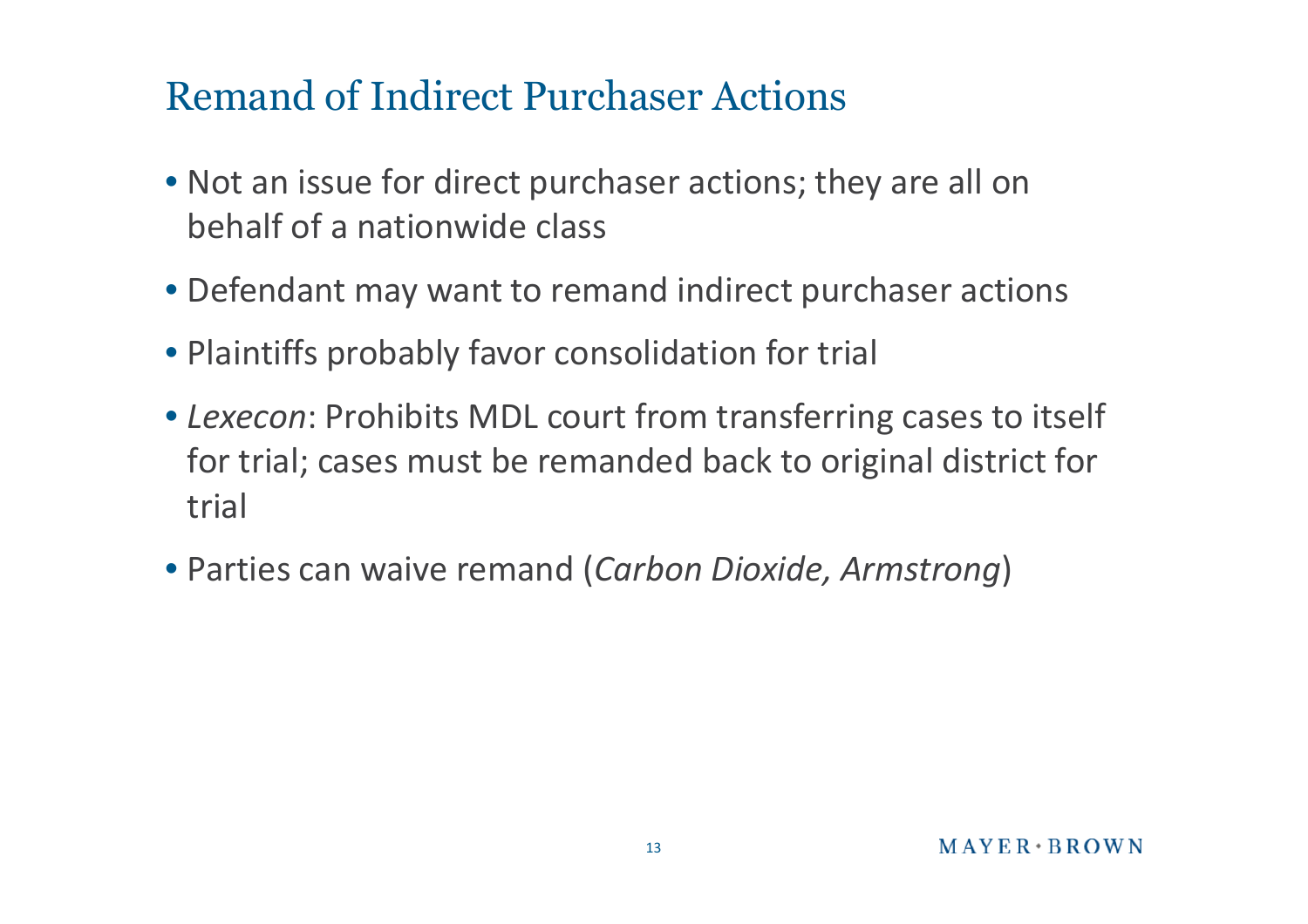# Remand of Indirect Purchaser Actions

- Not an issue for direct purchaser actions; they are all on behalf of a nationwide class
- Defendant may want to remand indirect purchaser actions
- Plaintiffs probably favor consolidation for trial
- *Lexecon*: Prohibits MDL court from transferring cases to itself for trial; cases must be remanded back to original district for trial
- Parties can waive remand (*Carbon Dioxide, Armstrong*)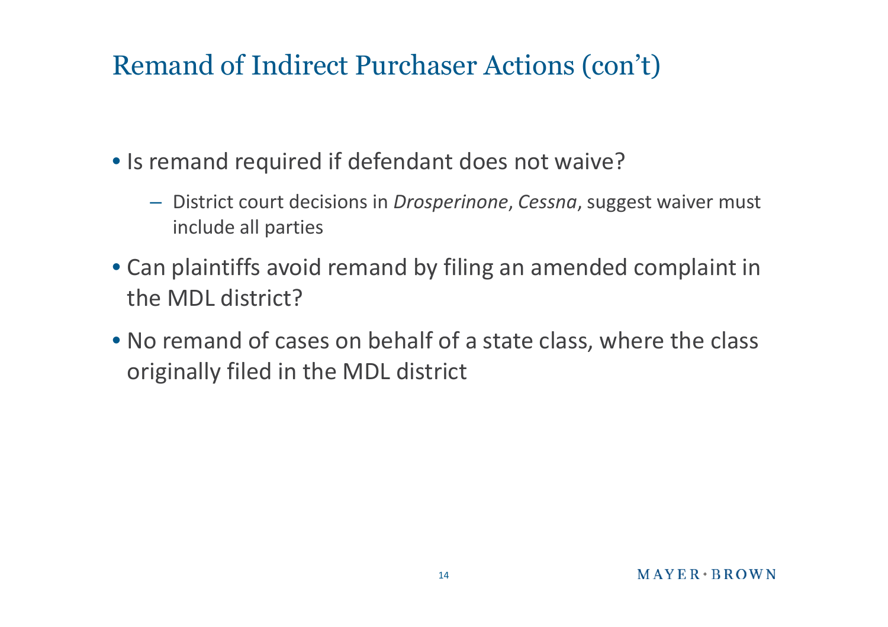# Remand of Indirect Purchaser Actions (con't)

- Is remand required if defendant does not waive?
  - District court decisions in *Drosperinone*, *Cessna*, suggest waiver must include all parties
- Can plaintiffs avoid remand by filing an amended complaint in the MDL district?
- No remand of cases on behalf of a state class, where the class originally filed in the MDL district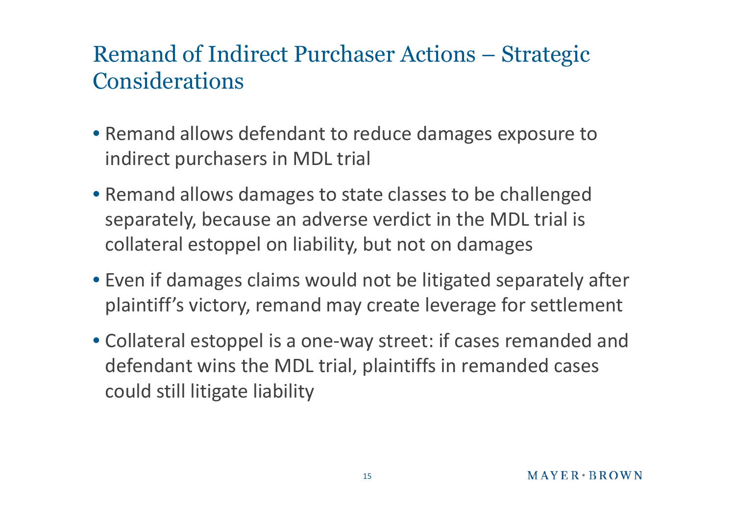# Remand of Indirect Purchaser Actions – Strategic Considerations

- Remand allows defendant to reduce damages exposure to indirect purchasers in MDL trial
- Remand allows damages to state classes to be challenged separately, because an adverse verdict in the MDL trial is collateral estoppel on liability, but not on damages
- Even if damages claims would not be litigated separately after plaintiff's victory, remand may create leverage for settlement
- Collateral estoppel is a one-way street: if cases remanded and defendant wins the MDL trial, plaintiffs in remanded cases could still litigate liability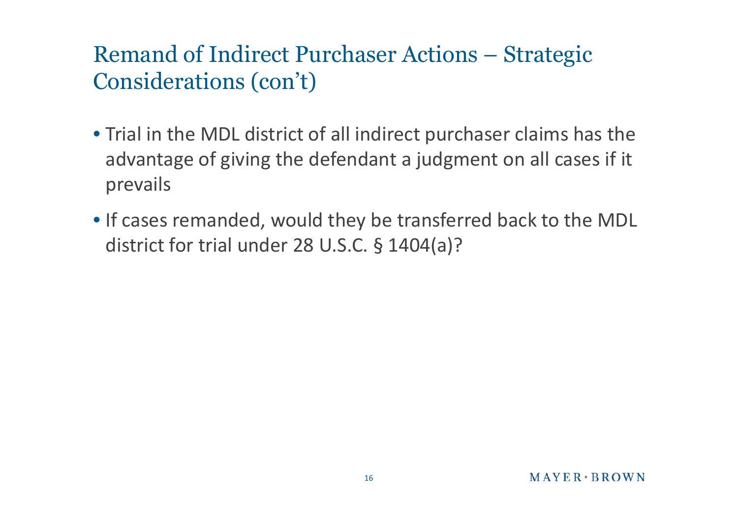# Remand of Indirect Purchaser Actions – Strategic Considerations (con't)

- Trial in the MDL district of all indirect purchaser claims has the advantage of giving the defendant a judgment on all cases if it prevails
- If cases remanded, would they be transferred back to the MDL district for trial under 28 U.S.C. § 1404(a)?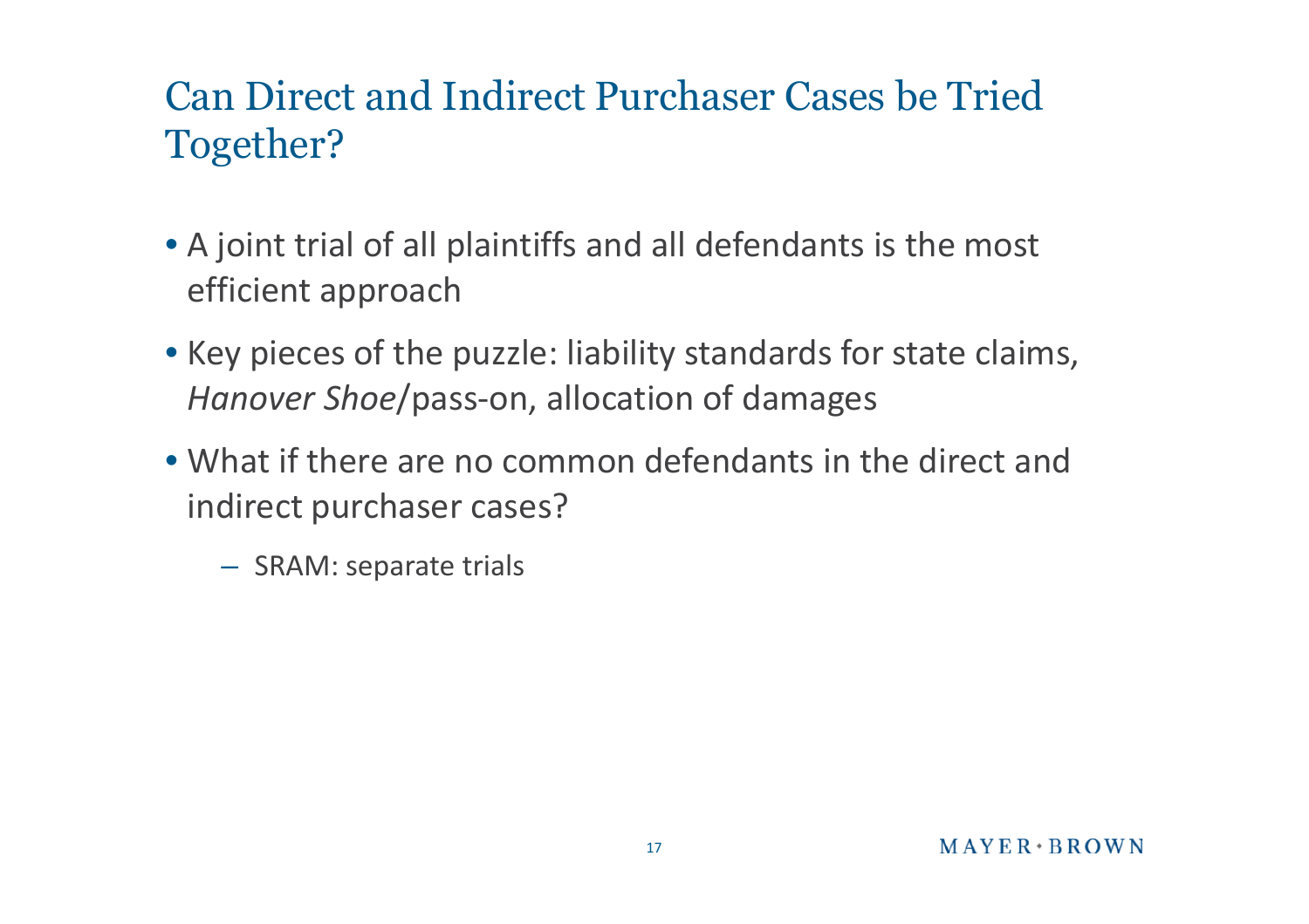# Can Direct and Indirect Purchaser Cases be Tried Together?

- A joint trial of all plaintiffs and all defendants is the most efficient approach
- Key pieces of the puzzle: liability standards for state claims, *Hanover Shoe*/pass-on, allocation of damages
- What if there are no common defendants in the direct and indirect purchaser cases?
  - SRAM: separate trials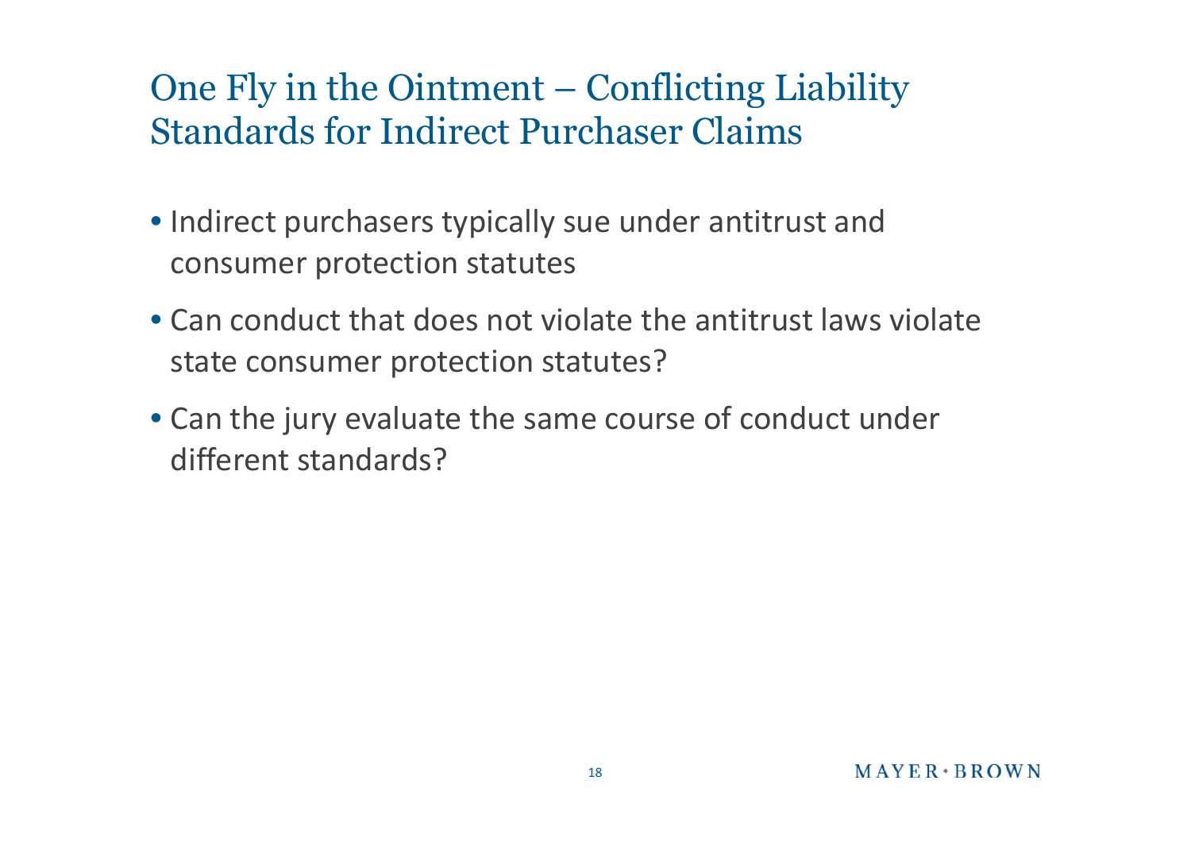# One Fly in the Ointment – Conflicting Liability Standards for Indirect Purchaser Claims

- Indirect purchasers typically sue under antitrust and consumer protection statutes
- Can conduct that does not violate the antitrust laws violate state consumer protection statutes?
- Can the jury evaluate the same course of conduct under different standards?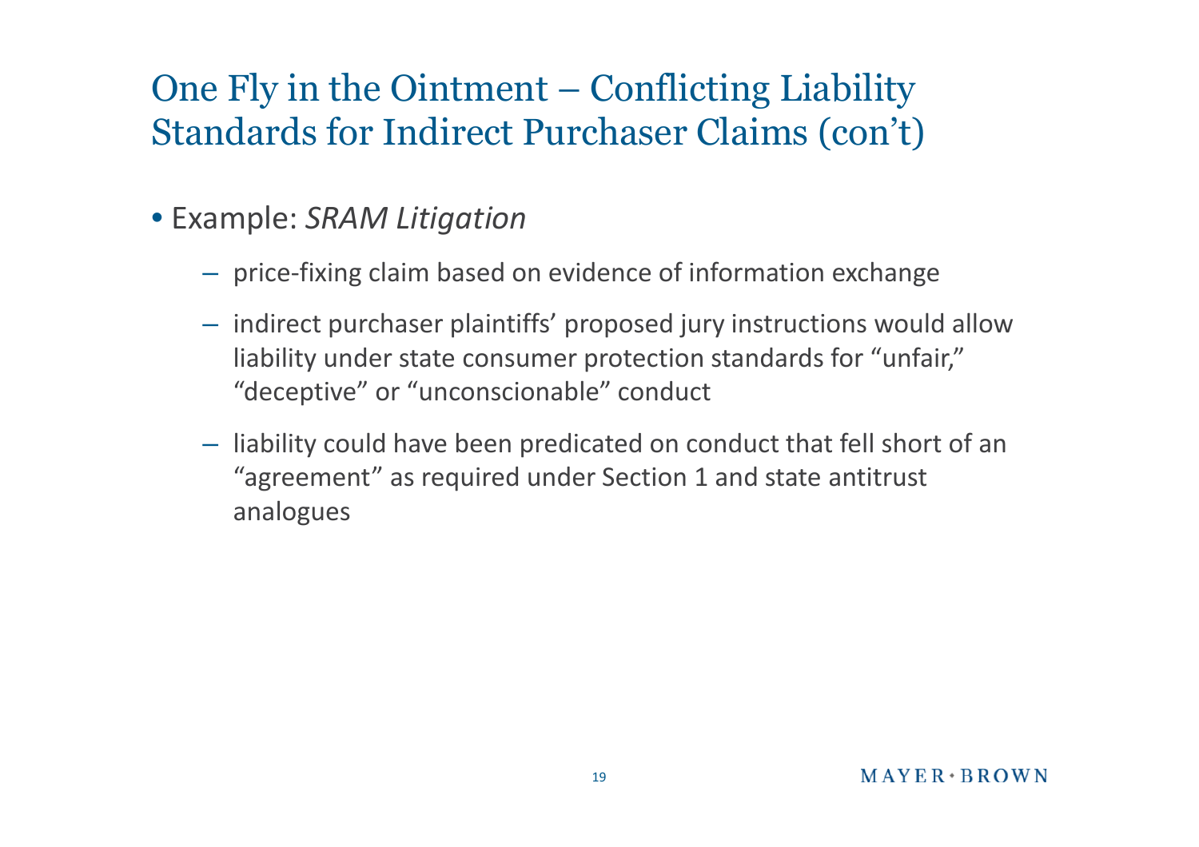# One Fly in the Ointment – Conflicting Liability Standards for Indirect Purchaser Claims (con't)

- Example: *SRAM Litigation*
  - price-fixing claim based on evidence of information exchange
  - indirect purchaser plaintiffs' proposed jury instructions would allow liability under state consumer protection standards for "unfair," "deceptive" or "unconscionable" conduct
  - liability could have been predicated on conduct that fell short of an "agreement" as required under Section 1 and state antitrust analogues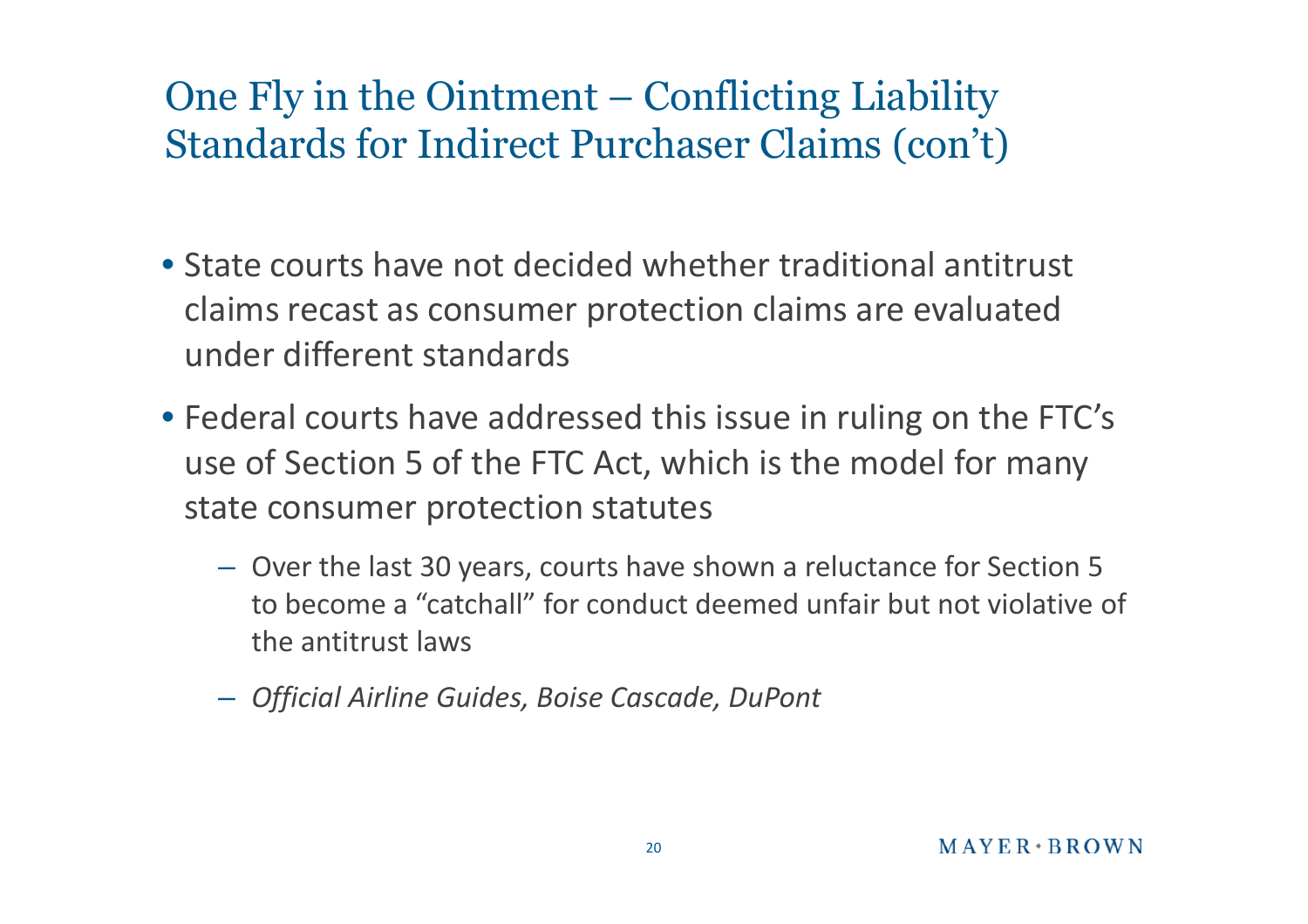# One Fly in the Ointment – Conflicting Liability Standards for Indirect Purchaser Claims (con't)

- State courts have not decided whether traditional antitrust claims recast as consumer protection claims are evaluated under different standards
- Federal courts have addressed this issue in ruling on the FTC's use of Section 5 of the FTC Act, which is the model for many state consumer protection statutes
  - Over the last 30 years, courts have shown a reluctance for Section 5 to become a "catchall" for conduct deemed unfair but not violative of the antitrust laws
  - *Official Airline Guides, Boise Cascade, DuPont*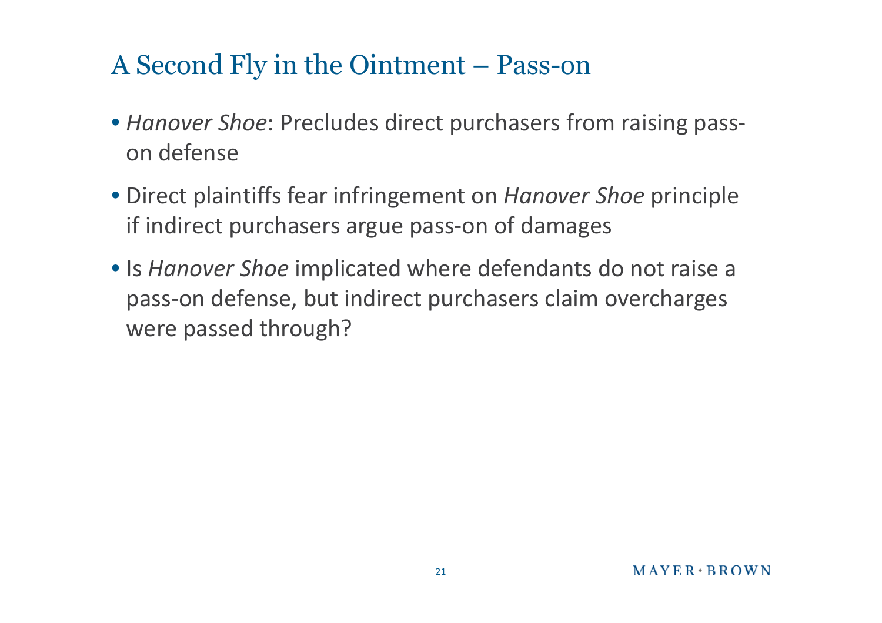# A Second Fly in the Ointment – Pass-on

- *Hanover Shoe*: Precludes direct purchasers from raising pass-on defense
- Direct plaintiffs fear infringement on *Hanover Shoe* principle if indirect purchasers argue pass-on of damages
- Is *Hanover Shoe* implicated where defendants do not raise a pass-on defense, but indirect purchasers claim overcharges were passed through?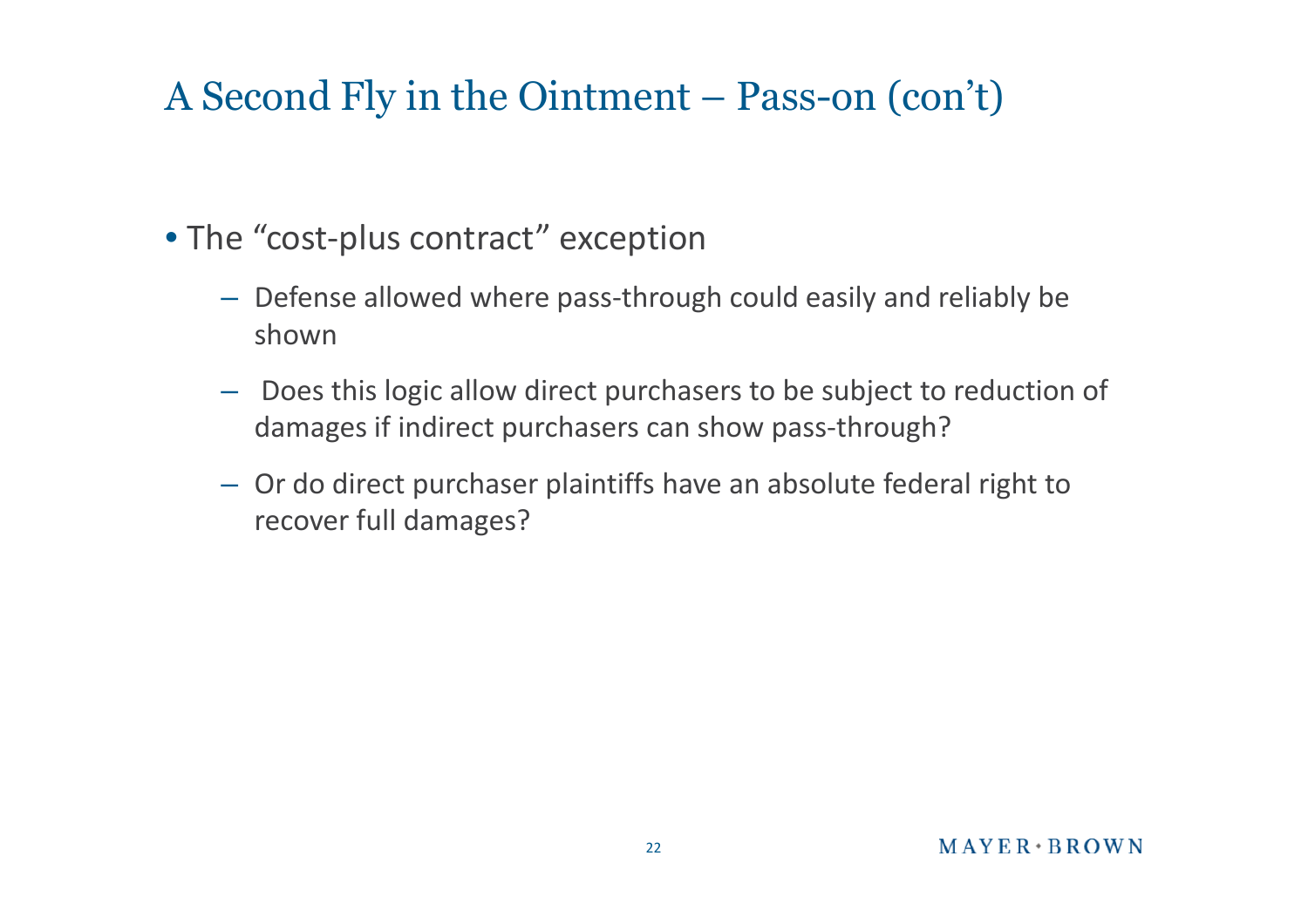# A Second Fly in the Ointment – Pass-on (con't)

- The "cost-plus contract" exception
  - Defense allowed where pass-through could easily and reliably be shown
  - Does this logic allow direct purchasers to be subject to reduction of damages if indirect purchasers can show pass-through?
  - Or do direct purchaser plaintiffs have an absolute federal right to recover full damages?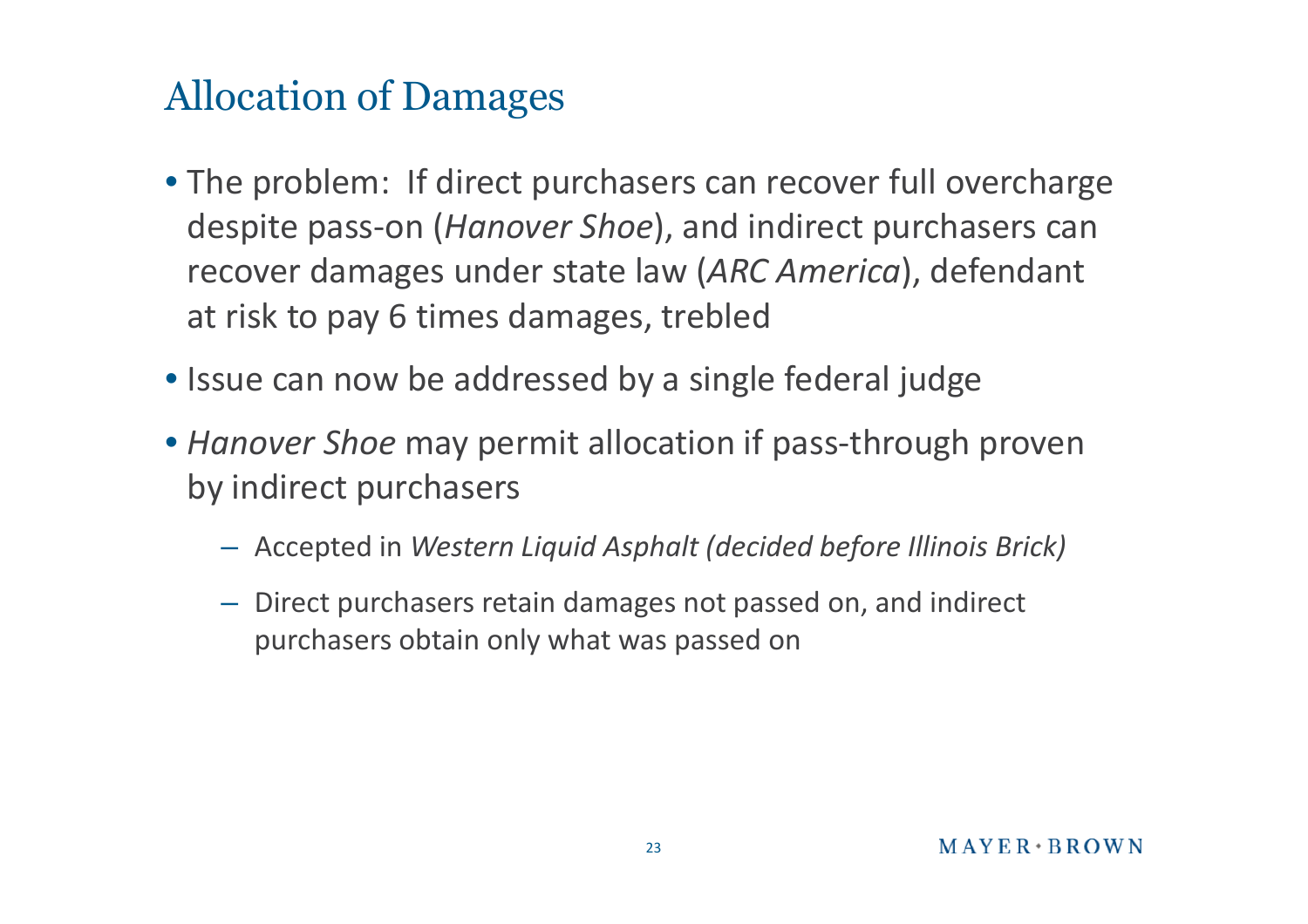# Allocation of Damages

- The problem: If direct purchasers can recover full overcharge despite pass-on (*Hanover Shoe*), and indirect purchasers can recover damages under state law (*ARC America*), defendant at risk to pay 6 times damages, trebled
- Issue can now be addressed by a single federal judge
- *Hanover Shoe* may permit allocation if pass-through proven by indirect purchasers
  - Accepted in *Western Liquid Asphalt (decided before Illinois Brick)*
  - Direct purchasers retain damages not passed on, and indirect purchasers obtain only what was passed on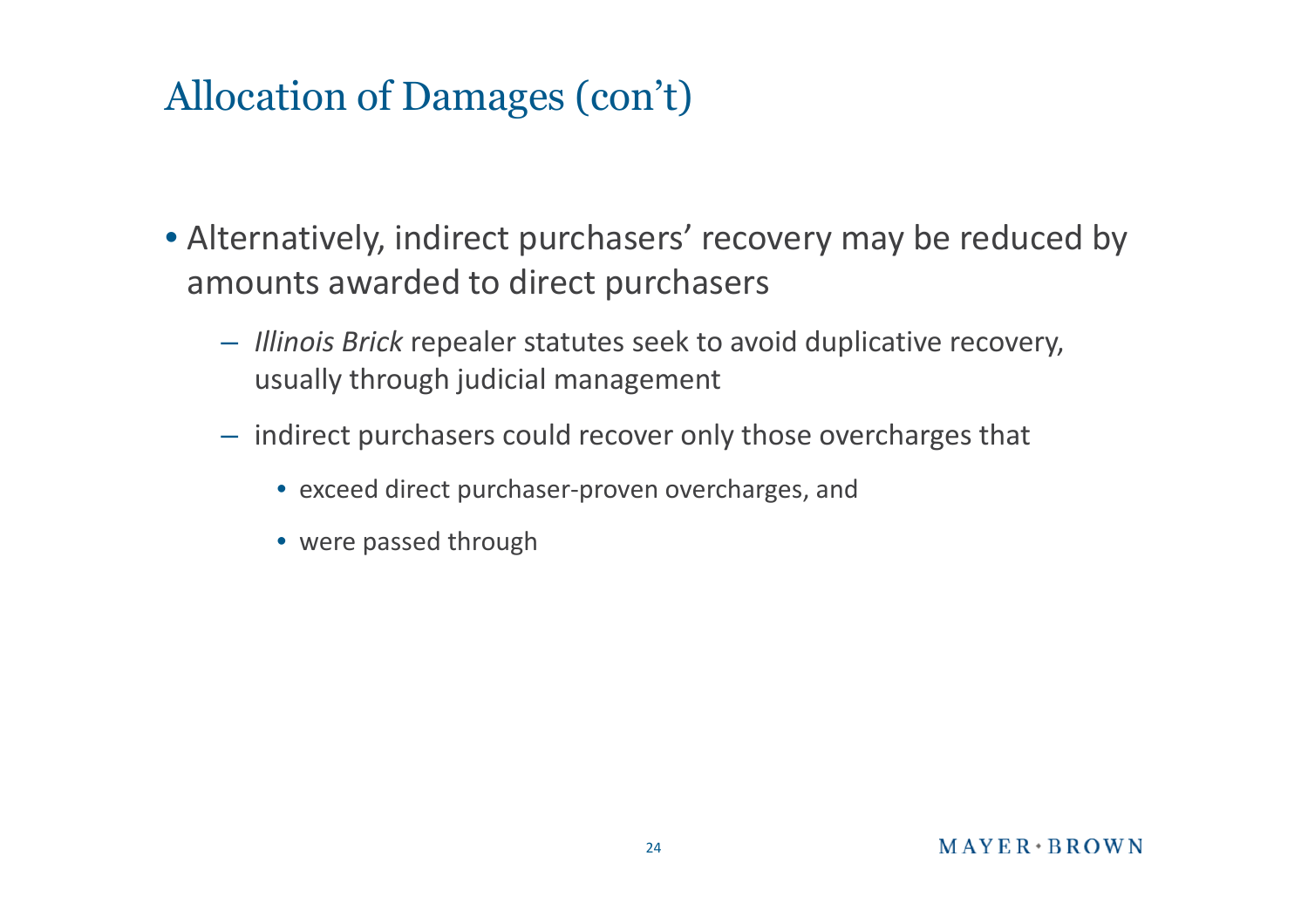# Allocation of Damages (con't)

- Alternatively, indirect purchasers' recovery may be reduced by amounts awarded to direct purchasers
  - *Illinois Brick* repealer statutes seek to avoid duplicative recovery, usually through judicial management
  - indirect purchasers could recover only those overcharges that
    - exceed direct purchaser-proven overcharges, and
    - were passed through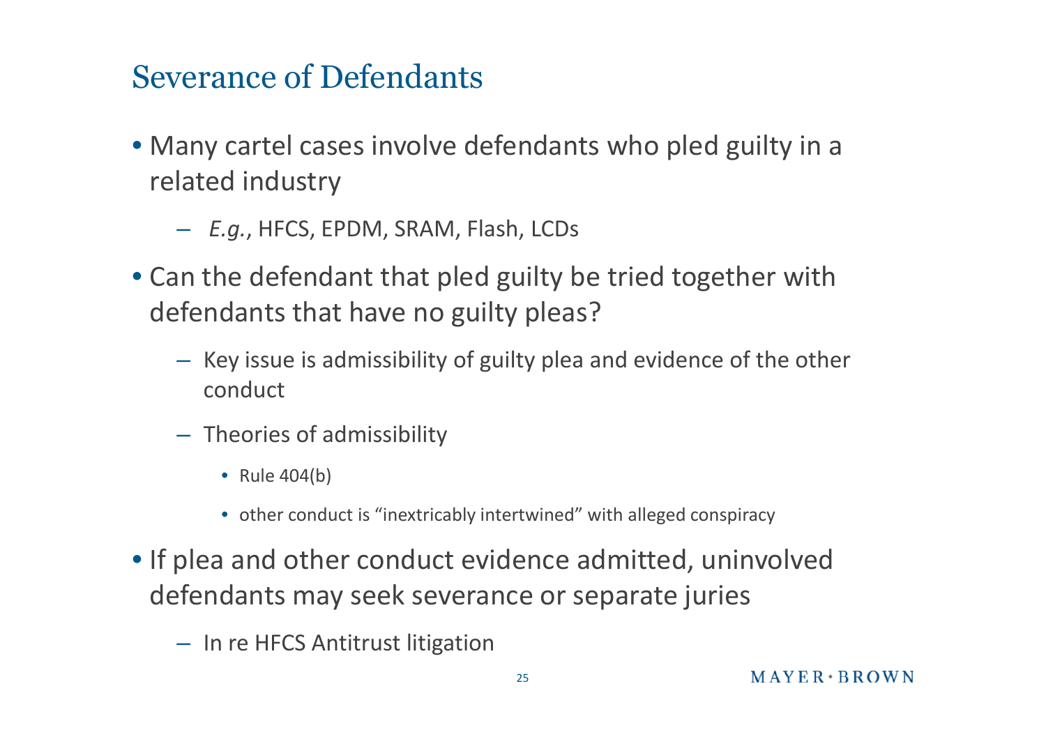# Severance of Defendants

- Many cartel cases involve defendants who pled guilty in a related industry
  - *E.g.*, HFCS, EPDM, SRAM, Flash, LCDs
- Can the defendant that pled guilty be tried together with defendants that have no guilty pleas?
  - Key issue is admissibility of guilty plea and evidence of the other conduct
  - Theories of admissibility
    - Rule 404(b)
    - other conduct is "inextricably intertwined" with alleged conspiracy
- If plea and other conduct evidence admitted, uninvolved defendants may seek severance or separate juries
  - In re HFCS Antitrust litigation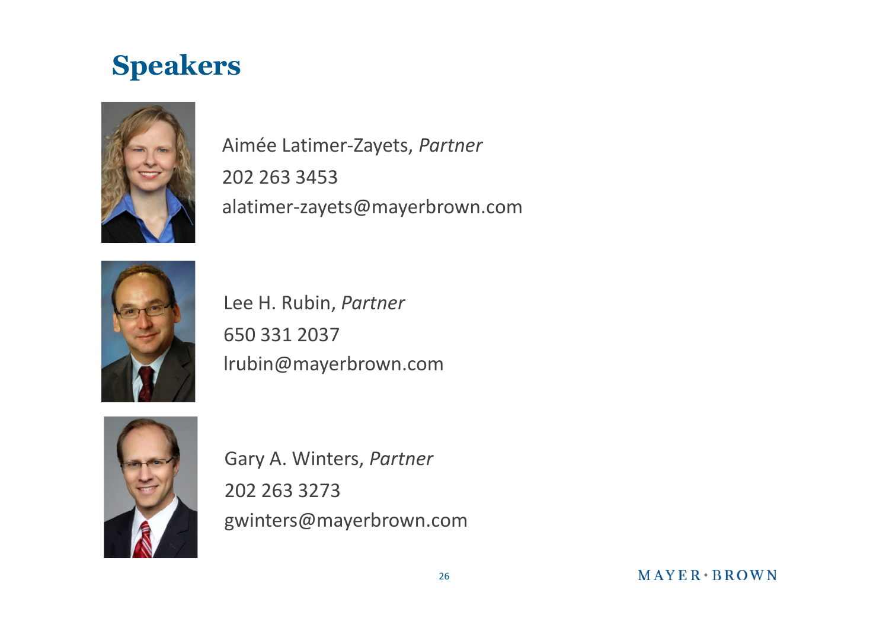# Speakers

Aimée Latimer-Zayets, *Partner*
202 263 3453
alatimer-zayets@mayerbrown.com

Lee H. Rubin, *Partner*
650 331 2037
lrubin@mayerbrown.com

Gary A. Winters, *Partner*
202 263 3273
gwinters@mayerbrown.com